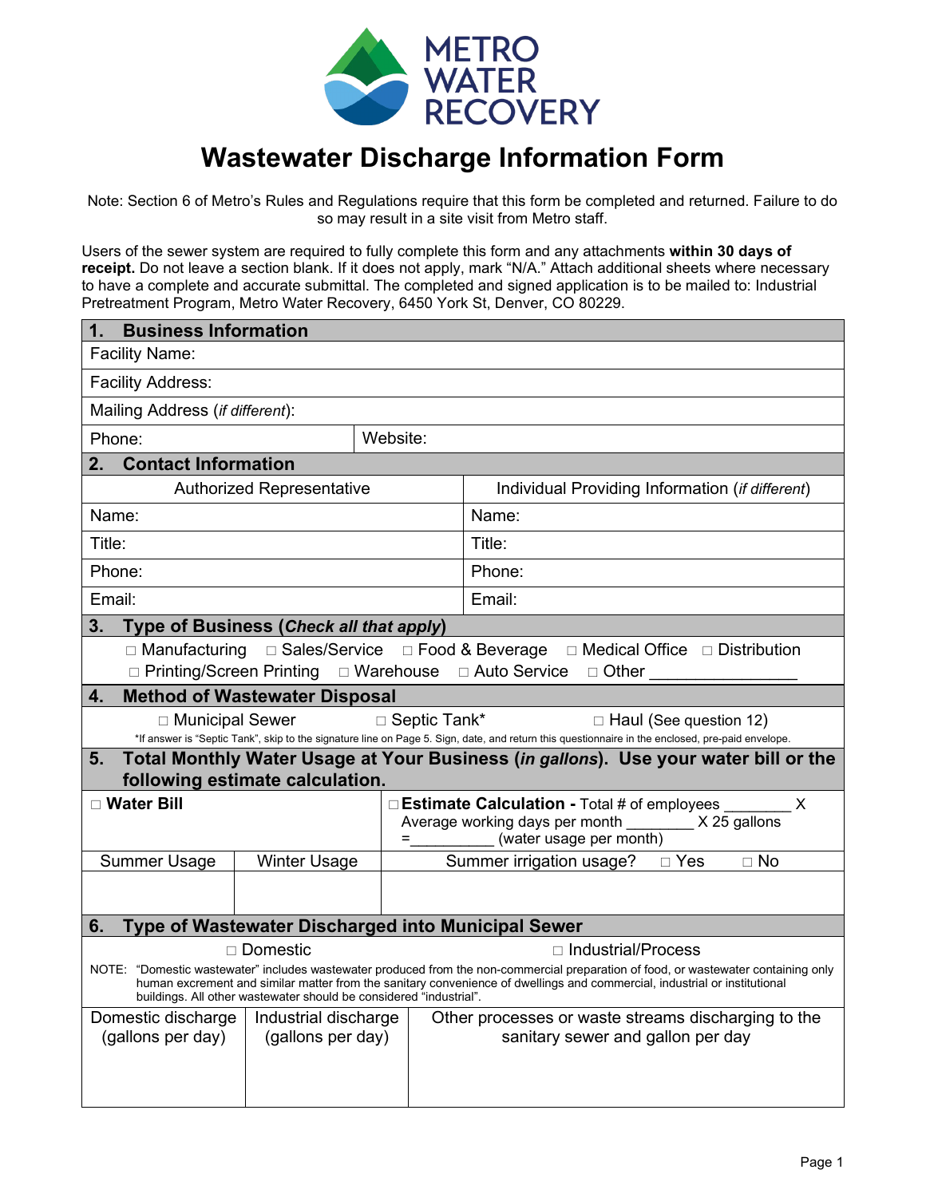METRO WATER RECOVERY

# Wastewater Discharge Information Form

Note: Section 6 of Metro's Rules and Regulations require that this form be completed and returned. Failure to do so may result in a site visit from Metro staff.

Users of the sewer system are required to fully complete this form and any attachments **within 30 days of receipt.** Do not leave a section blank. If it does not apply, mark "N/A." Attach additional sheets where necessary to have a complete and accurate submittal. The completed and signed application is to be mailed to: Industrial Pretreatment Program, Metro Water Recovery, 6450 York St, Denver, CO 80229.

## 1. Business Information

| | |
|---|---|
| Facility Name: | |
| Facility Address: | |
| Mailing Address (*if different*): | |
| Phone: | Website: |

## 2. Contact Information

| Authorized Representative | Individual Providing Information (*if different*) |
|---|---|
| Name: | Name: |
| Title: | Title: |
| Phone: | Phone: |
| Email: | Email: |

## 3. Type of Business (*Check all that apply*)

□ Manufacturing □ Sales/Service □ Food & Beverage □ Medical Office □ Distribution
□ Printing/Screen Printing □ Warehouse □ Auto Service □ Other _______________

## 4. Method of Wastewater Disposal

□ Municipal Sewer □ Septic Tank* □ Haul (See question 12)

*If answer is "Septic Tank", skip to the signature line on Page 5. Sign, date, and return this questionnaire in the enclosed, pre-paid envelope.

## 5. Total Monthly Water Usage at Your Business (*in gallons*). Use your water bill or the following estimate calculation.

| □ **Water Bill** | | □ **Estimate Calculation -** Total # of employees _______ X Average working days per month _______ X 25 gallons =_________ (water usage per month) |
|---|---|---|
| Summer Usage | Winter Usage | Summer irrigation usage? □ Yes □ No |
| | | |

## 6. Type of Wastewater Discharged into Municipal Sewer

□ Domestic □ Industrial/Process

NOTE: "Domestic wastewater" includes wastewater produced from the non-commercial preparation of food, or wastewater containing only human excrement and similar matter from the sanitary convenience of dwellings and commercial, industrial or institutional buildings. All other wastewater should be considered "industrial".

| Domestic discharge (gallons per day) | Industrial discharge (gallons per day) | Other processes or waste streams discharging to the sanitary sewer and gallon per day |
|---|---|---|
| | | |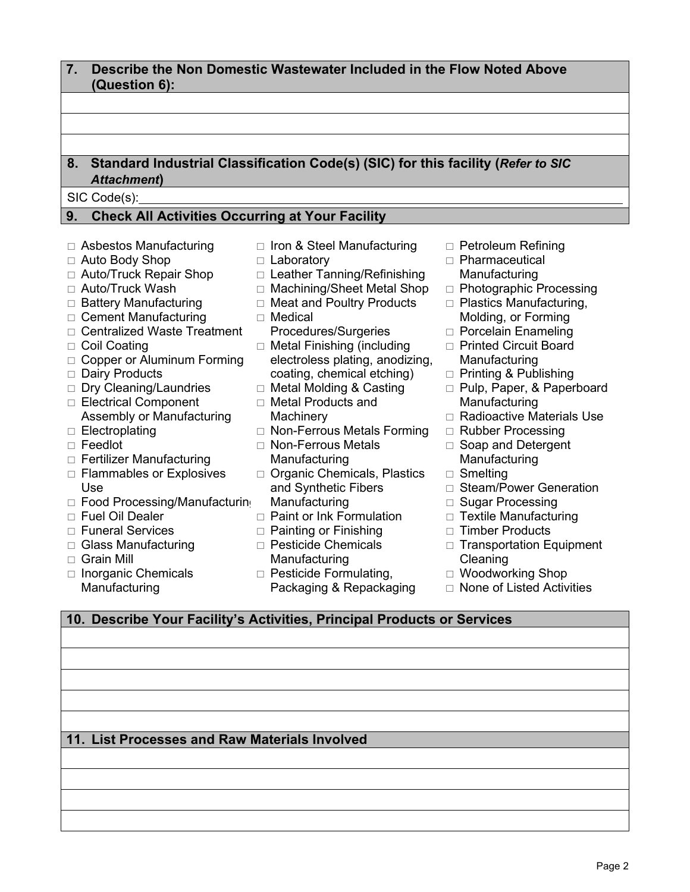## 7. Describe the Non Domestic Wastewater Included in the Flow Noted Above (Question 6):

|  |
|---|
|  |
|  |
|  |

## 8. Standard Industrial Classification Code(s) (SIC) for this facility (*Refer to SIC Attachment*)

SIC Code(s):\_\_\_\_\_\_\_\_\_\_\_\_\_\_\_\_\_\_\_\_\_\_\_\_\_\_\_\_\_\_\_\_\_\_\_\_\_\_\_\_

## 9. Check All Activities Occurring at Your Facility

- □ Asbestos Manufacturing
- □ Auto Body Shop
- □ Auto/Truck Repair Shop
- □ Auto/Truck Wash
- □ Battery Manufacturing
- □ Cement Manufacturing
- □ Centralized Waste Treatment
- □ Coil Coating
- □ Copper or Aluminum Forming
- □ Dairy Products
- □ Dry Cleaning/Laundries
- □ Electrical Component Assembly or Manufacturing
- □ Electroplating
- □ Feedlot
- □ Fertilizer Manufacturing
- □ Flammables or Explosives Use
- □ Food Processing/Manufacturing
- □ Fuel Oil Dealer
- □ Funeral Services
- □ Glass Manufacturing
- □ Grain Mill
- □ Inorganic Chemicals Manufacturing
- □ Iron & Steel Manufacturing
- □ Laboratory
- □ Leather Tanning/Refinishing
- □ Machining/Sheet Metal Shop
- □ Meat and Poultry Products
- □ Medical Procedures/Surgeries
- □ Metal Finishing (including electroless plating, anodizing, coating, chemical etching)
- □ Metal Molding & Casting
- □ Metal Products and Machinery
- □ Non-Ferrous Metals Forming
- □ Non-Ferrous Metals Manufacturing
- □ Organic Chemicals, Plastics and Synthetic Fibers Manufacturing
- □ Paint or Ink Formulation
- □ Painting or Finishing
- □ Pesticide Chemicals Manufacturing
- □ Pesticide Formulating, Packaging & Repackaging
- □ Petroleum Refining
- □ Pharmaceutical Manufacturing
- □ Photographic Processing
- □ Plastics Manufacturing, Molding, or Forming
- □ Porcelain Enameling
- □ Printed Circuit Board Manufacturing
- □ Printing & Publishing
- □ Pulp, Paper, & Paperboard Manufacturing
- □ Radioactive Materials Use
- □ Rubber Processing
- □ Soap and Detergent Manufacturing
- □ Smelting
- □ Steam/Power Generation
- □ Sugar Processing
- □ Textile Manufacturing
- □ Timber Products
- □ Transportation Equipment Cleaning
- □ Woodworking Shop
- □ None of Listed Activities

## 10. Describe Your Facility's Activities, Principal Products or Services

|  |
|---|
|  |
|  |
|  |
|  |
|  |

## 11. List Processes and Raw Materials Involved

|  |
|---|
|  |
|  |
|  |
|  |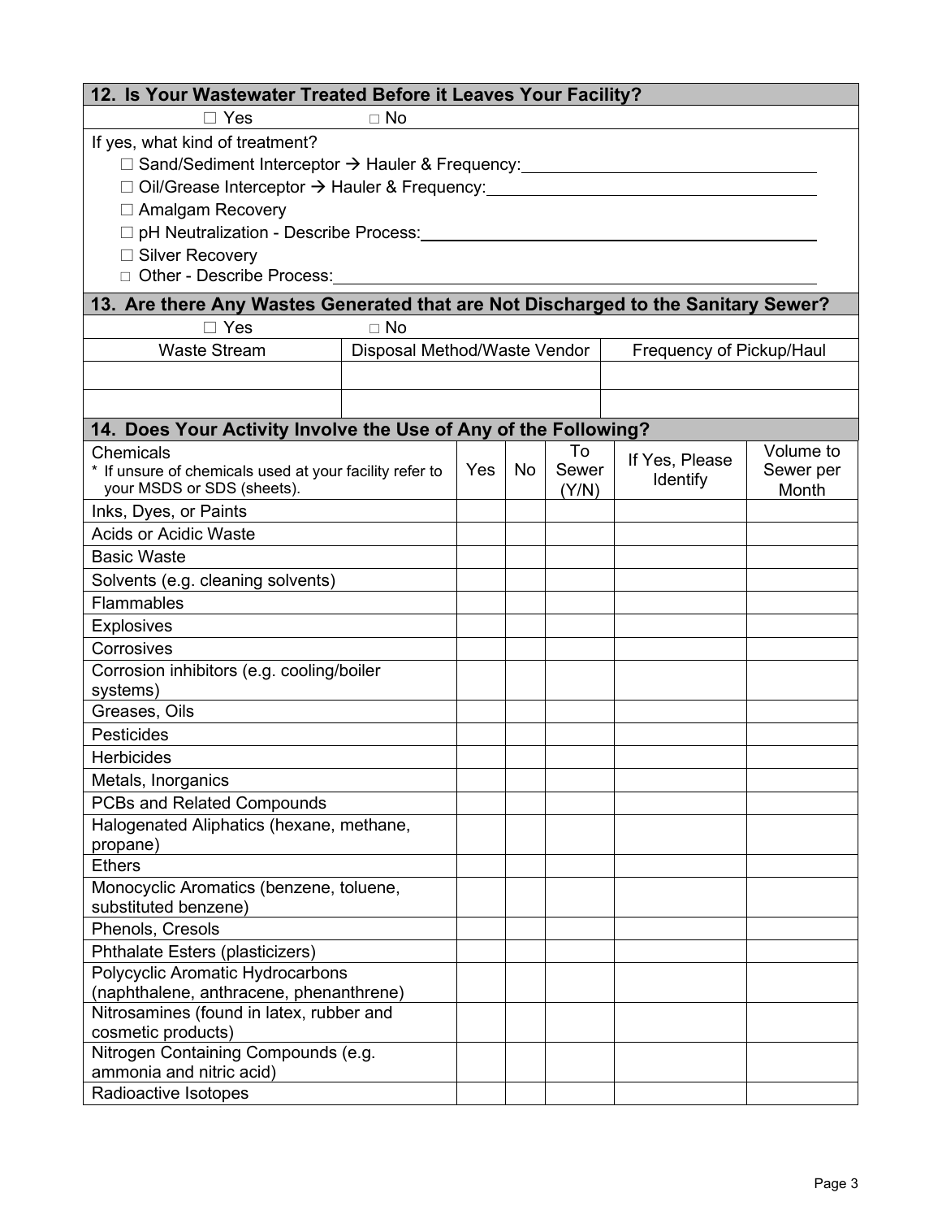## 12. Is Your Wastewater Treated Before it Leaves Your Facility?

☐ Yes ☐ No

If yes, what kind of treatment?

- ☐ Sand/Sediment Interceptor → Hauler & Frequency: ______________________________
- ☐ Oil/Grease Interceptor → Hauler & Frequency: ______________________________
- ☐ Amalgam Recovery
- ☐ pH Neutralization - Describe Process: ______________________________
- ☐ Silver Recovery
- ☐ Other - Describe Process: ______________________________

## 13. Are there Any Wastes Generated that are Not Discharged to the Sanitary Sewer?

☐ Yes ☐ No

| Waste Stream | Disposal Method/Waste Vendor | Frequency of Pickup/Haul |
|---|---|---|
| | | |
| | | |

## 14. Does Your Activity Involve the Use of Any of the Following?

| Chemicals<br>* If unsure of chemicals used at your facility refer to your MSDS or SDS (sheets). | Yes | No | To Sewer (Y/N) | If Yes, Please Identify | Volume to Sewer per Month |
|---|---|---|---|---|---|
| Inks, Dyes, or Paints | | | | | |
| Acids or Acidic Waste | | | | | |
| Basic Waste | | | | | |
| Solvents (e.g. cleaning solvents) | | | | | |
| Flammables | | | | | |
| Explosives | | | | | |
| Corrosives | | | | | |
| Corrosion inhibitors (e.g. cooling/boiler systems) | | | | | |
| Greases, Oils | | | | | |
| Pesticides | | | | | |
| Herbicides | | | | | |
| Metals, Inorganics | | | | | |
| PCBs and Related Compounds | | | | | |
| Halogenated Aliphatics (hexane, methane, propane) | | | | | |
| Ethers | | | | | |
| Monocyclic Aromatics (benzene, toluene, substituted benzene) | | | | | |
| Phenols, Cresols | | | | | |
| Phthalate Esters (plasticizers) | | | | | |
| Polycyclic Aromatic Hydrocarbons (naphthalene, anthracene, phenanthrene) | | | | | |
| Nitrosamines (found in latex, rubber and cosmetic products) | | | | | |
| Nitrogen Containing Compounds (e.g. ammonia and nitric acid) | | | | | |
| Radioactive Isotopes | | | | | |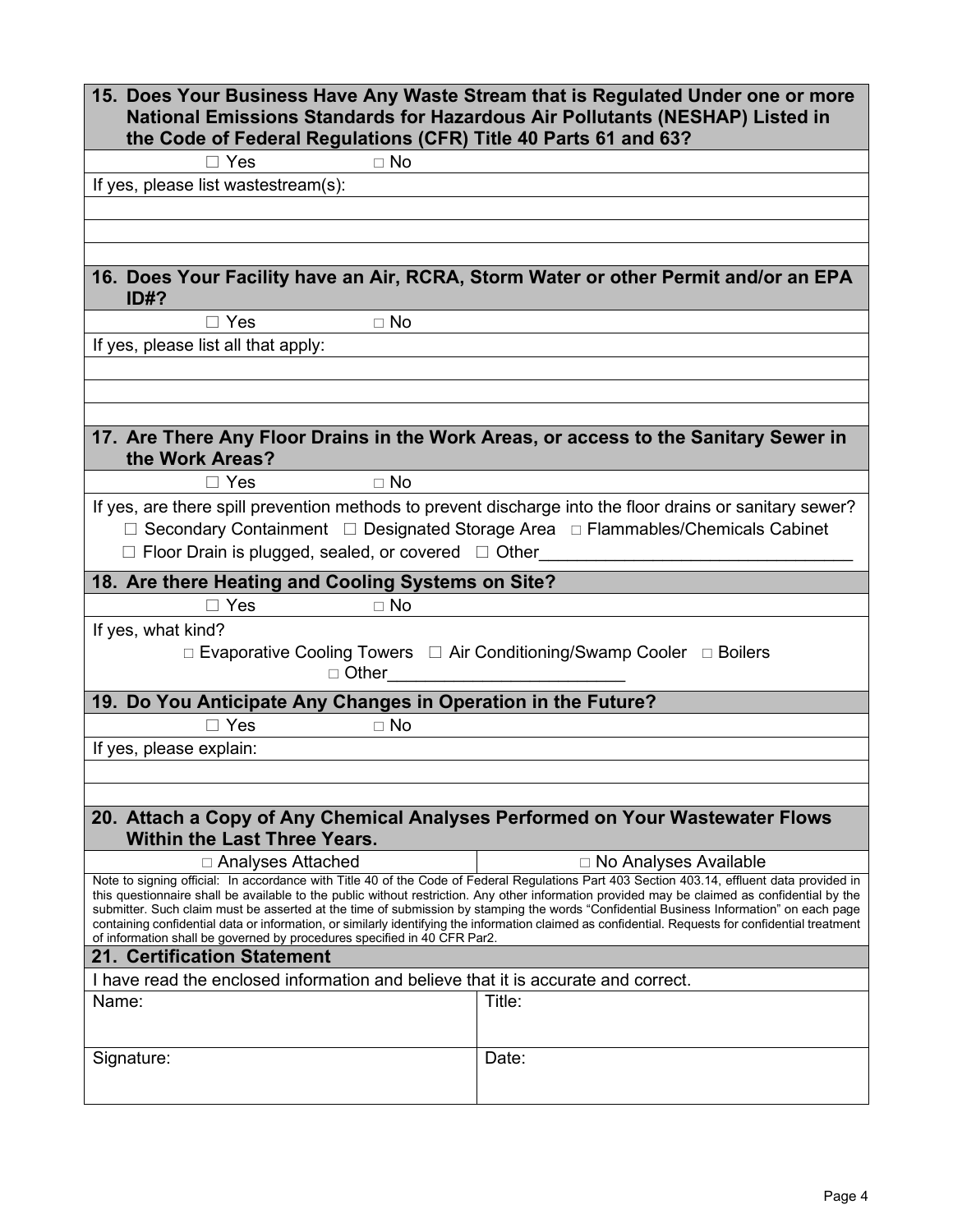### 15. Does Your Business Have Any Waste Stream that is Regulated Under one or more National Emissions Standards for Hazardous Air Pollutants (NESHAP) Listed in the Code of Federal Regulations (CFR) Title 40 Parts 61 and 63?

☐ Yes ☐ No

If yes, please list wastestream(s):

### 16. Does Your Facility have an Air, RCRA, Storm Water or other Permit and/or an EPA ID#?

☐ Yes ☐ No

If yes, please list all that apply:

### 17. Are There Any Floor Drains in the Work Areas, or access to the Sanitary Sewer in the Work Areas?

☐ Yes ☐ No

If yes, are there spill prevention methods to prevent discharge into the floor drains or sanitary sewer?

☐ Secondary Containment ☐ Designated Storage Area ☐ Flammables/Chemicals Cabinet

☐ Floor Drain is plugged, sealed, or covered ☐ Other________________________________

### 18. Are there Heating and Cooling Systems on Site?

☐ Yes ☐ No

If yes, what kind?

☐ Evaporative Cooling Towers ☐ Air Conditioning/Swamp Cooler ☐ Boilers

☐ Other________________________

### 19. Do You Anticipate Any Changes in Operation in the Future?

☐ Yes ☐ No

If yes, please explain:

### 20. Attach a Copy of Any Chemical Analyses Performed on Your Wastewater Flows Within the Last Three Years.

| ☐ Analyses Attached | ☐ No Analyses Available |
|---|---|

Note to signing official: In accordance with Title 40 of the Code of Federal Regulations Part 403 Section 403.14, effluent data provided in this questionnaire shall be available to the public without restriction. Any other information provided may be claimed as confidential by the submitter. Such claim must be asserted at the time of submission by stamping the words "Confidential Business Information" on each page containing confidential data or information, or similarly identifying the information claimed as confidential. Requests for confidential treatment of information shall be governed by procedures specified in 40 CFR Par2.

### 21. Certification Statement

I have read the enclosed information and believe that it is accurate and correct.

| Name: | Title: |
|---|---|
| Signature: | Date: |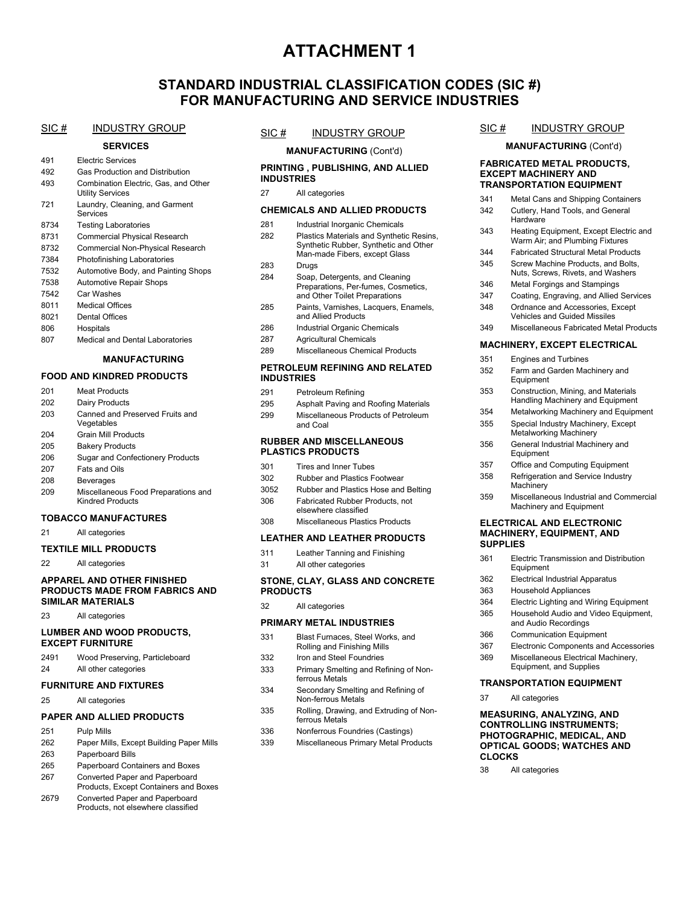# ATTACHMENT 1

## STANDARD INDUSTRIAL CLASSIFICATION CODES (SIC #) FOR MANUFACTURING AND SERVICE INDUSTRIES

| SIC # | INDUSTRY GROUP |
|---|---|
| | **SERVICES** |
| 491 | Electric Services |
| 492 | Gas Production and Distribution |
| 493 | Combination Electric, Gas, and Other Utility Services |
| 721 | Laundry, Cleaning, and Garment Services |
| 8734 | Testing Laboratories |
| 8731 | Commercial Physical Research |
| 8732 | Commercial Non-Physical Research |
| 7384 | Photofinishing Laboratories |
| 7532 | Automotive Body, and Painting Shops |
| 7538 | Automotive Repair Shops |
| 7542 | Car Washes |
| 8011 | Medical Offices |
| 8021 | Dental Offices |
| 806 | Hospitals |
| 807 | Medical and Dental Laboratories |
| | **MANUFACTURING** |
| | **FOOD AND KINDRED PRODUCTS** |
| 201 | Meat Products |
| 202 | Dairy Products |
| 203 | Canned and Preserved Fruits and Vegetables |
| 204 | Grain Mill Products |
| 205 | Bakery Products |
| 206 | Sugar and Confectionery Products |
| 207 | Fats and Oils |
| 208 | Beverages |
| 209 | Miscellaneous Food Preparations and Kindred Products |
| | **TOBACCO MANUFACTURES** |
| 21 | All categories |
| | **TEXTILE MILL PRODUCTS** |
| 22 | All categories |
| | **APPAREL AND OTHER FINISHED PRODUCTS MADE FROM FABRICS AND SIMILAR MATERIALS** |
| 23 | All categories |
| | **LUMBER AND WOOD PRODUCTS, EXCEPT FURNITURE** |
| 2491 | Wood Preserving, Particleboard |
| 24 | All other categories |
| | **FURNITURE AND FIXTURES** |
| 25 | All categories |
| | **PAPER AND ALLIED PRODUCTS** |
| 251 | Pulp Mills |
| 262 | Paper Mills, Except Building Paper Mills |
| 263 | Paperboard Bills |
| 265 | Paperboard Containers and Boxes |
| 267 | Converted Paper and Paperboard Products, Except Containers and Boxes |
| 2679 | Converted Paper and Paperboard Products, not elsewhere classified |

| SIC # | INDUSTRY GROUP |
|---|---|
| | **MANUFACTURING** (Cont'd) |
| | **PRINTING , PUBLISHING, AND ALLIED INDUSTRIES** |
| 27 | All categories |
| | **CHEMICALS AND ALLIED PRODUCTS** |
| 281 | Industrial Inorganic Chemicals |
| 282 | Plastics Materials and Synthetic Resins, Synthetic Rubber, Synthetic and Other Man-made Fibers, except Glass |
| 283 | Drugs |
| 284 | Soap, Detergents, and Cleaning Preparations, Per-fumes, Cosmetics, and Other Toilet Preparations |
| 285 | Paints, Varnishes, Lacquers, Enamels, and Allied Products |
| 286 | Industrial Organic Chemicals |
| 287 | Agricultural Chemicals |
| 289 | Miscellaneous Chemical Products |
| | **PETROLEUM REFINING AND RELATED INDUSTRIES** |
| 291 | Petroleum Refining |
| 295 | Asphalt Paving and Roofing Materials |
| 299 | Miscellaneous Products of Petroleum and Coal |
| | **RUBBER AND MISCELLANEOUS PLASTICS PRODUCTS** |
| 301 | Tires and Inner Tubes |
| 302 | Rubber and Plastics Footwear |
| 3052 | Rubber and Plastics Hose and Belting |
| 306 | Fabricated Rubber Products, not elsewhere classified |
| 308 | Miscellaneous Plastics Products |
| | **LEATHER AND LEATHER PRODUCTS** |
| 311 | Leather Tanning and Finishing |
| 31 | All other categories |
| | **STONE, CLAY, GLASS AND CONCRETE PRODUCTS** |
| 32 | All categories |
| | **PRIMARY METAL INDUSTRIES** |
| 331 | Blast Furnaces, Steel Works, and Rolling and Finishing Mills |
| 332 | Iron and Steel Foundries |
| 333 | Primary Smelting and Refining of Non-ferrous Metals |
| 334 | Secondary Smelting and Refining of Non-ferrous Metals |
| 335 | Rolling, Drawing, and Extruding of Non-ferrous Metals |
| 336 | Nonferrous Foundries (Castings) |
| 339 | Miscellaneous Primary Metal Products |

| SIC # | INDUSTRY GROUP |
|---|---|
| | **MANUFACTURING** (Cont'd) |
| | **FABRICATED METAL PRODUCTS, EXCEPT MACHINERY AND TRANSPORTATION EQUIPMENT** |
| 341 | Metal Cans and Shipping Containers |
| 342 | Cutlery, Hand Tools, and General Hardware |
| 343 | Heating Equipment, Except Electric and Warm Air; and Plumbing Fixtures |
| 344 | Fabricated Structural Metal Products |
| 345 | Screw Machine Products, and Bolts, Nuts, Screws, Rivets, and Washers |
| 346 | Metal Forgings and Stampings |
| 347 | Coating, Engraving, and Allied Services |
| 348 | Ordnance and Accessories, Except Vehicles and Guided Missiles |
| 349 | Miscellaneous Fabricated Metal Products |
| | **MACHINERY, EXCEPT ELECTRICAL** |
| 351 | Engines and Turbines |
| 352 | Farm and Garden Machinery and Equipment |
| 353 | Construction, Mining, and Materials Handling Machinery and Equipment |
| 354 | Metalworking Machinery and Equipment |
| 355 | Special Industry Machinery, Except Metalworking Machinery |
| 356 | General Industrial Machinery and Equipment |
| 357 | Office and Computing Equipment |
| 358 | Refrigeration and Service Industry Machinery |
| 359 | Miscellaneous Industrial and Commercial Machinery and Equipment |
| | **ELECTRICAL AND ELECTRONIC MACHINERY, EQUIPMENT, AND SUPPLIES** |
| 361 | Electric Transmission and Distribution Equipment |
| 362 | Electrical Industrial Apparatus |
| 363 | Household Appliances |
| 364 | Electric Lighting and Wiring Equipment |
| 365 | Household Audio and Video Equipment, and Audio Recordings |
| 366 | Communication Equipment |
| 367 | Electronic Components and Accessories |
| 369 | Miscellaneous Electrical Machinery, Equipment, and Supplies |
| | **TRANSPORTATION EQUIPMENT** |
| 37 | All categories |
| | **MEASURING, ANALYZING, AND CONTROLLING INSTRUMENTS; PHOTOGRAPHIC, MEDICAL, AND OPTICAL GOODS; WATCHES AND CLOCKS** |
| 38 | All categories |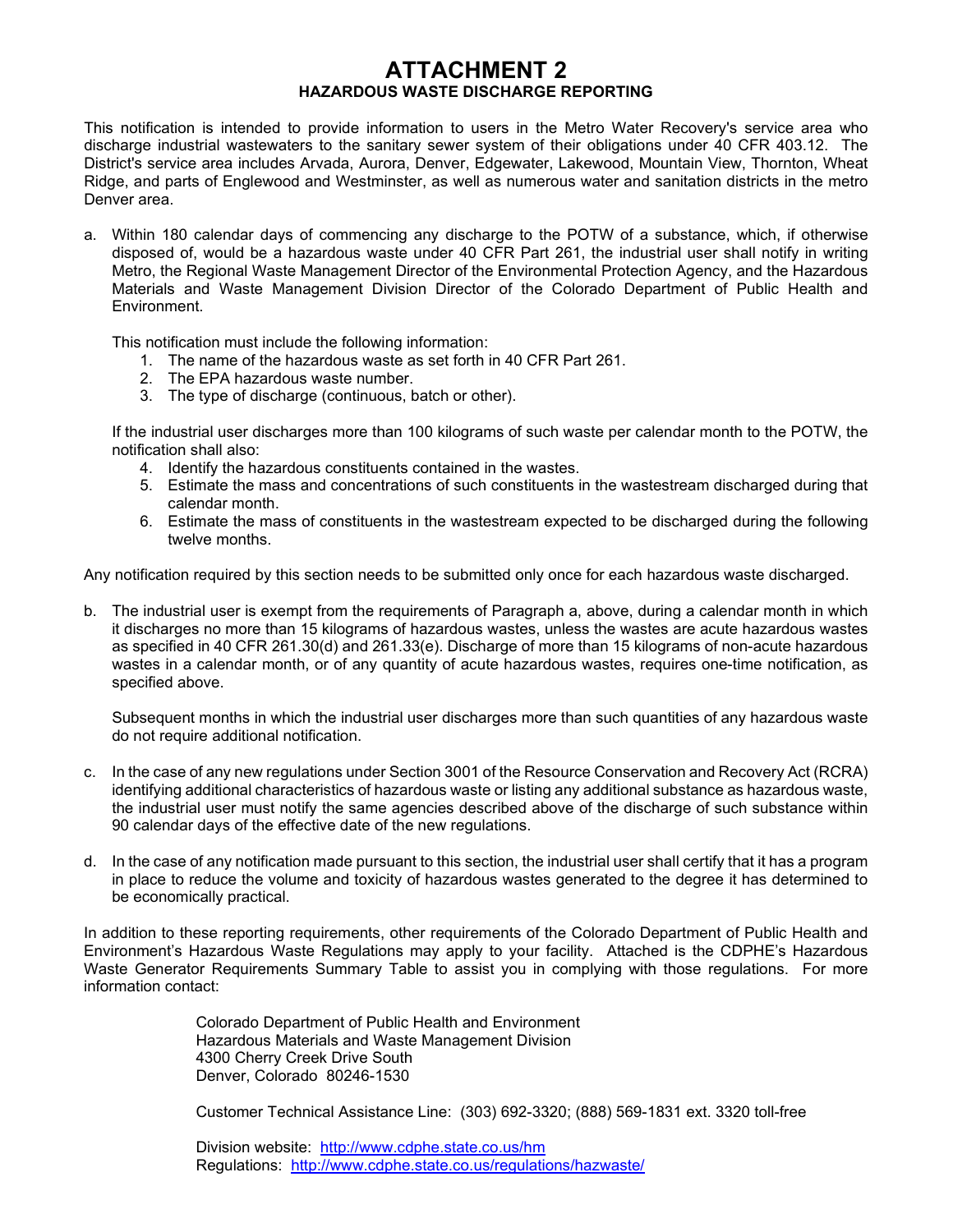# ATTACHMENT 2

## HAZARDOUS WASTE DISCHARGE REPORTING

This notification is intended to provide information to users in the Metro Water Recovery's service area who discharge industrial wastewaters to the sanitary sewer system of their obligations under 40 CFR 403.12. The District's service area includes Arvada, Aurora, Denver, Edgewater, Lakewood, Mountain View, Thornton, Wheat Ridge, and parts of Englewood and Westminster, as well as numerous water and sanitation districts in the metro Denver area.

a. Within 180 calendar days of commencing any discharge to the POTW of a substance, which, if otherwise disposed of, would be a hazardous waste under 40 CFR Part 261, the industrial user shall notify in writing Metro, the Regional Waste Management Director of the Environmental Protection Agency, and the Hazardous Materials and Waste Management Division Director of the Colorado Department of Public Health and Environment.

   This notification must include the following information:

   1. The name of the hazardous waste as set forth in 40 CFR Part 261.
   2. The EPA hazardous waste number.
   3. The type of discharge (continuous, batch or other).

   If the industrial user discharges more than 100 kilograms of such waste per calendar month to the POTW, the notification shall also:

   4. Identify the hazardous constituents contained in the wastes.
   5. Estimate the mass and concentrations of such constituents in the wastestream discharged during that calendar month.
   6. Estimate the mass of constituents in the wastestream expected to be discharged during the following twelve months.

Any notification required by this section needs to be submitted only once for each hazardous waste discharged.

b. The industrial user is exempt from the requirements of Paragraph a, above, during a calendar month in which it discharges no more than 15 kilograms of hazardous wastes, unless the wastes are acute hazardous wastes as specified in 40 CFR 261.30(d) and 261.33(e). Discharge of more than 15 kilograms of non-acute hazardous wastes in a calendar month, or of any quantity of acute hazardous wastes, requires one-time notification, as specified above.

   Subsequent months in which the industrial user discharges more than such quantities of any hazardous waste do not require additional notification.

c. In the case of any new regulations under Section 3001 of the Resource Conservation and Recovery Act (RCRA) identifying additional characteristics of hazardous waste or listing any additional substance as hazardous waste, the industrial user must notify the same agencies described above of the discharge of such substance within 90 calendar days of the effective date of the new regulations.

d. In the case of any notification made pursuant to this section, the industrial user shall certify that it has a program in place to reduce the volume and toxicity of hazardous wastes generated to the degree it has determined to be economically practical.

In addition to these reporting requirements, other requirements of the Colorado Department of Public Health and Environment's Hazardous Waste Regulations may apply to your facility. Attached is the CDPHE's Hazardous Waste Generator Requirements Summary Table to assist you in complying with those regulations. For more information contact:

> Colorado Department of Public Health and Environment
> Hazardous Materials and Waste Management Division
> 4300 Cherry Creek Drive South
> Denver, Colorado 80246-1530
>
> Customer Technical Assistance Line: (303) 692-3320; (888) 569-1831 ext. 3320 toll-free
>
> Division website: http://www.cdphe.state.co.us/hm
> Regulations: http://www.cdphe.state.co.us/regulations/hazwaste/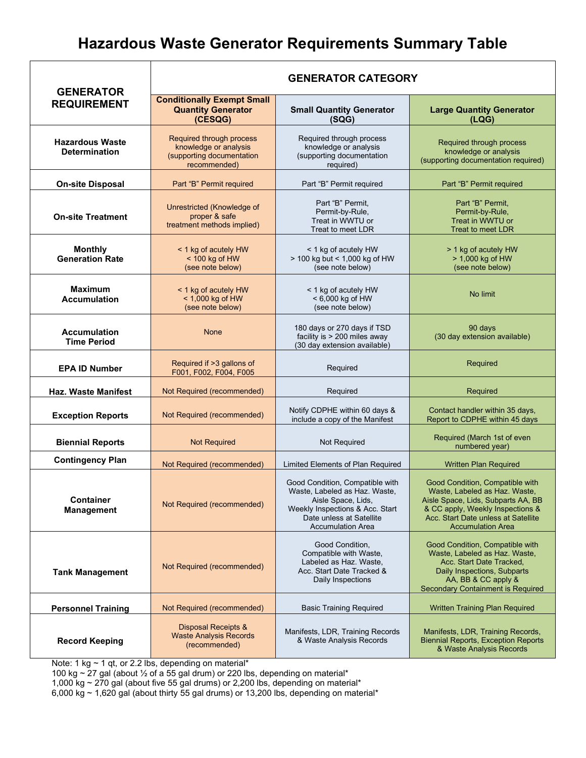# Hazardous Waste Generator Requirements Summary Table

| GENERATOR REQUIREMENT | GENERATOR CATEGORY | | |
|---|---|---|---|
| | **Conditionally Exempt Small Quantity Generator (CESQG)** | **Small Quantity Generator (SQG)** | **Large Quantity Generator (LQG)** |
| **Hazardous Waste Determination** | Required through process knowledge or analysis (supporting documentation recommended) | Required through process knowledge or analysis (supporting documentation required) | Required through process knowledge or analysis (supporting documentation required) |
| **On-site Disposal** | Part "B" Permit required | Part "B" Permit required | Part "B" Permit required |
| **On-site Treatment** | Unrestricted (Knowledge of proper & safe treatment methods implied) | Part "B" Permit, Permit-by-Rule, Treat in WWTU or Treat to meet LDR | Part "B" Permit, Permit-by-Rule, Treat in WWTU or Treat to meet LDR |
| **Monthly Generation Rate** | < 1 kg of acutely HW < 100 kg of HW (see note below) | < 1 kg of acutely HW > 100 kg but < 1,000 kg of HW (see note below) | > 1 kg of acutely HW > 1,000 kg of HW (see note below) |
| **Maximum Accumulation** | < 1 kg of acutely HW < 1,000 kg of HW (see note below) | < 1 kg of acutely HW < 6,000 kg of HW (see note below) | No limit |
| **Accumulation Time Period** | None | 180 days or 270 days if TSD facility is > 200 miles away (30 day extension available) | 90 days (30 day extension available) |
| **EPA ID Number** | Required if >3 gallons of F001, F002, F004, F005 | Required | Required |
| **Haz. Waste Manifest** | Not Required (recommended) | Required | Required |
| **Exception Reports** | Not Required (recommended) | Notify CDPHE within 60 days & include a copy of the Manifest | Contact handler within 35 days, Report to CDPHE within 45 days |
| **Biennial Reports** | Not Required | Not Required | Required (March 1st of even numbered year) |
| **Contingency Plan** | Not Required (recommended) | Limited Elements of Plan Required | Written Plan Required |
| **Container Management** | Not Required (recommended) | Good Condition, Compatible with Waste, Labeled as Haz. Waste, Aisle Space, Lids, Weekly Inspections & Acc. Start Date unless at Satellite Accumulation Area | Good Condition, Compatible with Waste, Labeled as Haz. Waste, Aisle Space, Lids, Subparts AA, BB & CC apply, Weekly Inspections & Acc. Start Date unless at Satellite Accumulation Area |
| **Tank Management** | Not Required (recommended) | Good Condition, Compatible with Waste, Labeled as Haz. Waste, Acc. Start Date Tracked & Daily Inspections | Good Condition, Compatible with Waste, Labeled as Haz. Waste, Acc. Start Date Tracked, Daily Inspections, Subparts AA, BB & CC apply & Secondary Containment is Required |
| **Personnel Training** | Not Required (recommended) | Basic Training Required | Written Training Plan Required |
| **Record Keeping** | Disposal Receipts & Waste Analysis Records (recommended) | Manifests, LDR, Training Records & Waste Analysis Records | Manifests, LDR, Training Records, Biennial Reports, Exception Reports & Waste Analysis Records |

Note: 1 kg ~ 1 qt, or 2.2 lbs, depending on material*
100 kg ~ 27 gal (about ½ of a 55 gal drum) or 220 lbs, depending on material*
1,000 kg ~ 270 gal (about five 55 gal drums) or 2,200 lbs, depending on material*
6,000 kg ~ 1,620 gal (about thirty 55 gal drums) or 13,200 lbs, depending on material*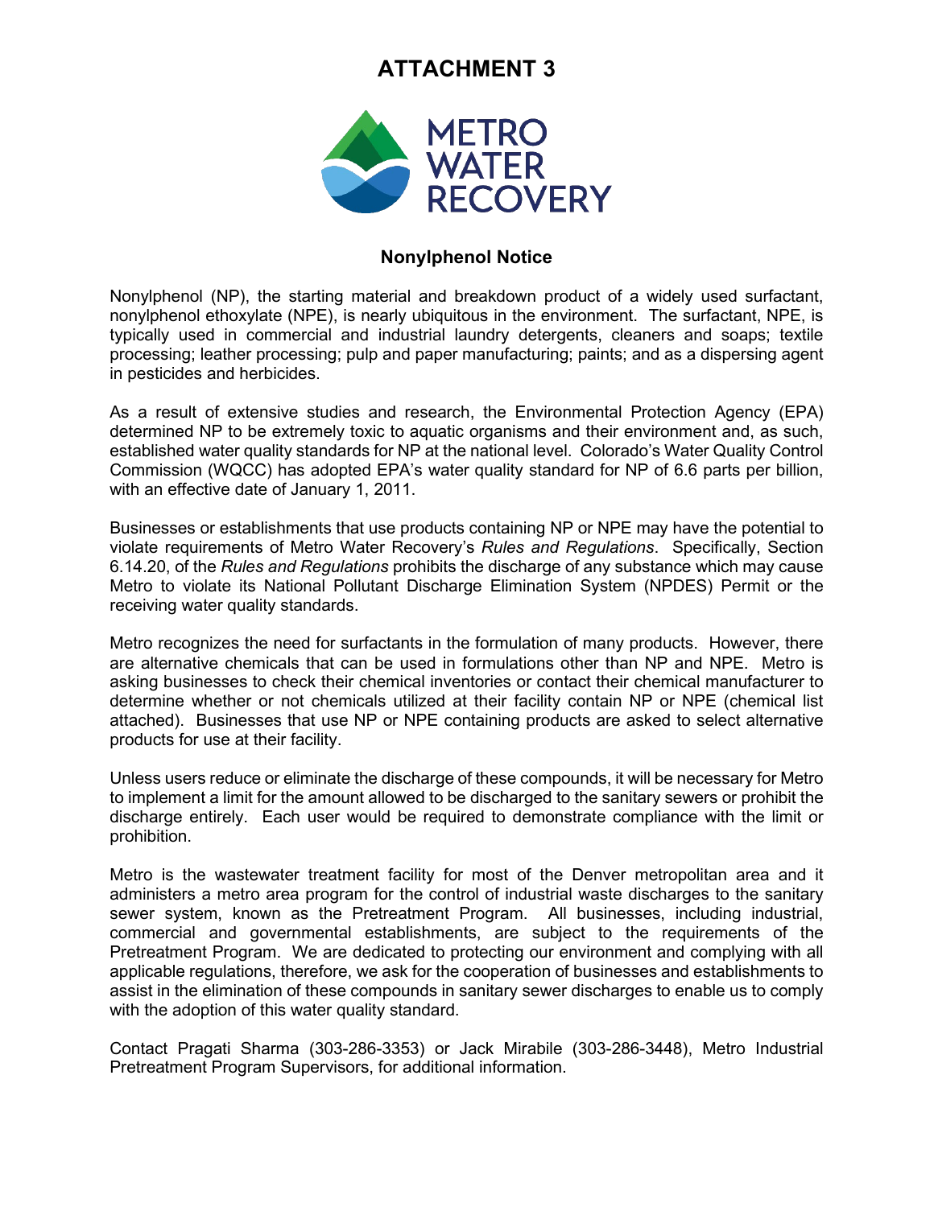# ATTACHMENT 3

METRO WATER RECOVERY

## Nonylphenol Notice

Nonylphenol (NP), the starting material and breakdown product of a widely used surfactant, nonylphenol ethoxylate (NPE), is nearly ubiquitous in the environment. The surfactant, NPE, is typically used in commercial and industrial laundry detergents, cleaners and soaps; textile processing; leather processing; pulp and paper manufacturing; paints; and as a dispersing agent in pesticides and herbicides.

As a result of extensive studies and research, the Environmental Protection Agency (EPA) determined NP to be extremely toxic to aquatic organisms and their environment and, as such, established water quality standards for NP at the national level. Colorado's Water Quality Control Commission (WQCC) has adopted EPA's water quality standard for NP of 6.6 parts per billion, with an effective date of January 1, 2011.

Businesses or establishments that use products containing NP or NPE may have the potential to violate requirements of Metro Water Recovery's *Rules and Regulations*. Specifically, Section 6.14.20, of the *Rules and Regulations* prohibits the discharge of any substance which may cause Metro to violate its National Pollutant Discharge Elimination System (NPDES) Permit or the receiving water quality standards.

Metro recognizes the need for surfactants in the formulation of many products. However, there are alternative chemicals that can be used in formulations other than NP and NPE. Metro is asking businesses to check their chemical inventories or contact their chemical manufacturer to determine whether or not chemicals utilized at their facility contain NP or NPE (chemical list attached). Businesses that use NP or NPE containing products are asked to select alternative products for use at their facility.

Unless users reduce or eliminate the discharge of these compounds, it will be necessary for Metro to implement a limit for the amount allowed to be discharged to the sanitary sewers or prohibit the discharge entirely. Each user would be required to demonstrate compliance with the limit or prohibition.

Metro is the wastewater treatment facility for most of the Denver metropolitan area and it administers a metro area program for the control of industrial waste discharges to the sanitary sewer system, known as the Pretreatment Program. All businesses, including industrial, commercial and governmental establishments, are subject to the requirements of the Pretreatment Program. We are dedicated to protecting our environment and complying with all applicable regulations, therefore, we ask for the cooperation of businesses and establishments to assist in the elimination of these compounds in sanitary sewer discharges to enable us to comply with the adoption of this water quality standard.

Contact Pragati Sharma (303-286-3353) or Jack Mirabile (303-286-3448), Metro Industrial Pretreatment Program Supervisors, for additional information.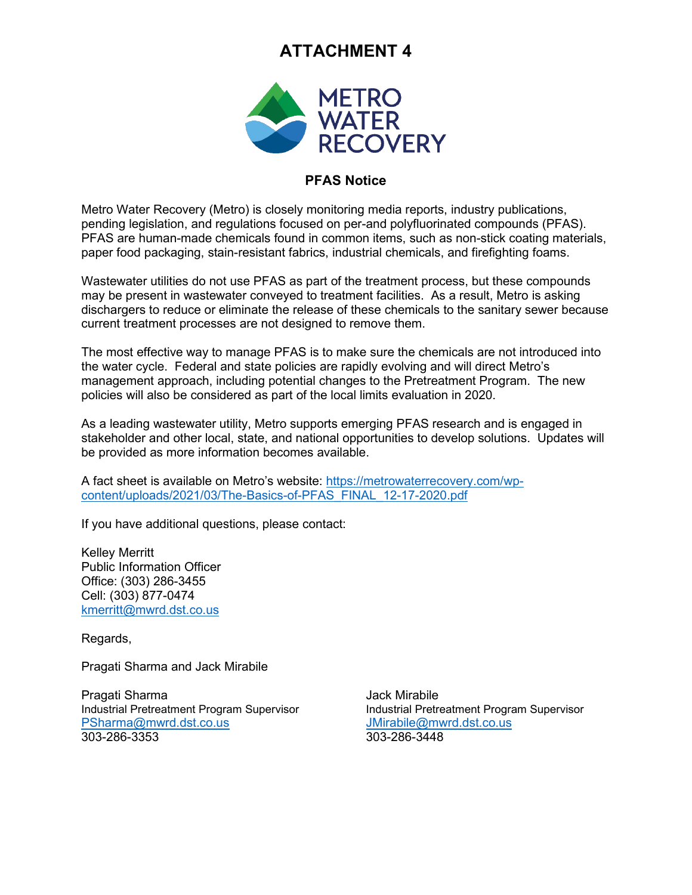# ATTACHMENT 4

METRO WATER RECOVERY

## PFAS Notice

Metro Water Recovery (Metro) is closely monitoring media reports, industry publications, pending legislation, and regulations focused on per-and polyfluorinated compounds (PFAS). PFAS are human-made chemicals found in common items, such as non-stick coating materials, paper food packaging, stain-resistant fabrics, industrial chemicals, and firefighting foams.

Wastewater utilities do not use PFAS as part of the treatment process, but these compounds may be present in wastewater conveyed to treatment facilities. As a result, Metro is asking dischargers to reduce or eliminate the release of these chemicals to the sanitary sewer because current treatment processes are not designed to remove them.

The most effective way to manage PFAS is to make sure the chemicals are not introduced into the water cycle. Federal and state policies are rapidly evolving and will direct Metro's management approach, including potential changes to the Pretreatment Program. The new policies will also be considered as part of the local limits evaluation in 2020.

As a leading wastewater utility, Metro supports emerging PFAS research and is engaged in stakeholder and other local, state, and national opportunities to develop solutions. Updates will be provided as more information becomes available.

A fact sheet is available on Metro's website: https://metrowaterrecovery.com/wp-content/uploads/2021/03/The-Basics-of-PFAS_FINAL_12-17-2020.pdf

If you have additional questions, please contact:

Kelley Merritt
Public Information Officer
Office: (303) 286-3455
Cell: (303) 877-0474
kmerritt@mwrd.dst.co.us

Regards,

Pragati Sharma and Jack Mirabile

Pragati Sharma
Industrial Pretreatment Program Supervisor
PSharma@mwrd.dst.co.us
303-286-3353

Jack Mirabile
Industrial Pretreatment Program Supervisor
JMirabile@mwrd.dst.co.us
303-286-3448